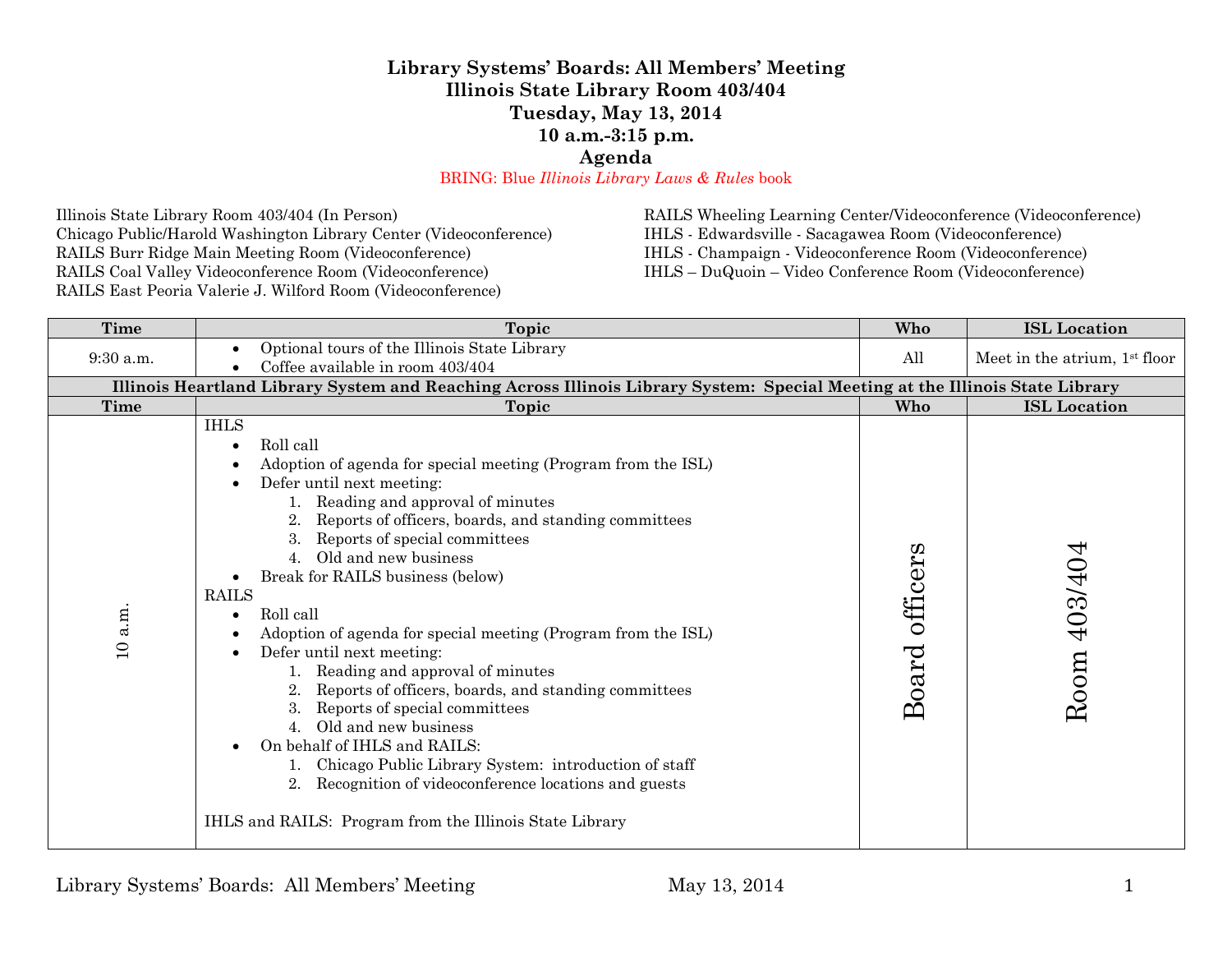# Library Systems' Boards: All Members' Meeting
## Illinois State Library Room 403/404
## Tuesday, May 13, 2014
## 10 a.m.-3:15 p.m.
## Agenda

BRING: Blue *Illinois Library Laws & Rules* book

Illinois State Library Room 403/404 (In Person)
Chicago Public/Harold Washington Library Center (Videoconference)
RAILS Burr Ridge Main Meeting Room (Videoconference)
RAILS Coal Valley Videoconference Room (Videoconference)
RAILS East Peoria Valerie J. Wilford Room (Videoconference)
RAILS Wheeling Learning Center/Videoconference (Videoconference)
IHLS - Edwardsville - Sacagawea Room (Videoconference)
IHLS - Champaign - Videoconference Room (Videoconference)
IHLS – DuQuoin – Video Conference Room (Videoconference)

| Time | Topic | Who | ISL Location |
|---|---|---|---|
| 9:30 a.m. | • Optional tours of the Illinois State Library<br>• Coffee available in room 403/404 | All | Meet in the atrium, 1st floor |
| **Illinois Heartland Library System and Reaching Across Illinois Library System: Special Meeting at the Illinois State Library** | | | |
| **Time** | **Topic** | **Who** | **ISL Location** |
| 10 a.m. | IHLS<br>• Roll call<br>• Adoption of agenda for special meeting (Program from the ISL)<br>• Defer until next meeting:<br>1. Reading and approval of minutes<br>2. Reports of officers, boards, and standing committees<br>3. Reports of special committees<br>4. Old and new business<br>• Break for RAILS business (below)<br>RAILS<br>• Roll call<br>• Adoption of agenda for special meeting (Program from the ISL)<br>• Defer until next meeting:<br>1. Reading and approval of minutes<br>2. Reports of officers, boards, and standing committees<br>3. Reports of special committees<br>4. Old and new business<br>• On behalf of IHLS and RAILS:<br>1. Chicago Public Library System: introduction of staff<br>2. Recognition of videoconference locations and guests<br><br>IHLS and RAILS: Program from the Illinois State Library | Board officers | Room 403/404 |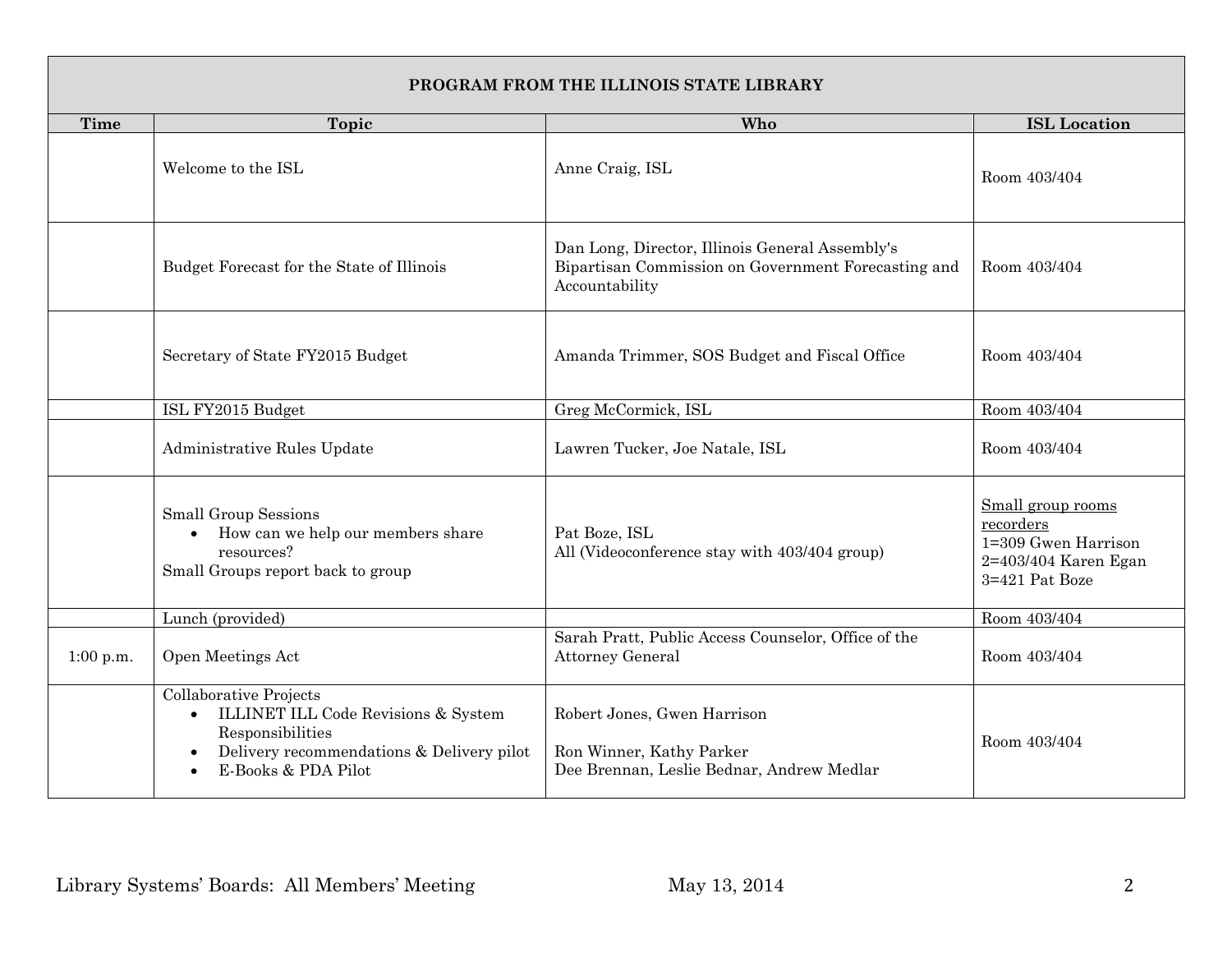| PROGRAM FROM THE ILLINOIS STATE LIBRARY | | | |
|---|---|---|---|
| **Time** | **Topic** | **Who** | **ISL Location** |
| | Welcome to the ISL | Anne Craig, ISL | Room 403/404 |
| | Budget Forecast for the State of Illinois | Dan Long, Director, Illinois General Assembly's Bipartisan Commission on Government Forecasting and Accountability | Room 403/404 |
| | Secretary of State FY2015 Budget | Amanda Trimmer, SOS Budget and Fiscal Office | Room 403/404 |
| | ISL FY2015 Budget | Greg McCormick, ISL | Room 403/404 |
| | Administrative Rules Update | Lawren Tucker, Joe Natale, ISL | Room 403/404 |
| | Small Group Sessions <br>• How can we help our members share resources? <br>Small Groups report back to group | Pat Boze, ISL <br>All (Videoconference stay with 403/404 group) | Small group rooms recorders <br>1=309 Gwen Harrison <br>2=403/404 Karen Egan <br>3=421 Pat Boze |
| | Lunch (provided) | | Room 403/404 |
| 1:00 p.m. | Open Meetings Act | Sarah Pratt, Public Access Counselor, Office of the Attorney General | Room 403/404 |
| | Collaborative Projects <br>• ILLINET ILL Code Revisions & System Responsibilities <br>• Delivery recommendations & Delivery pilot <br>• E-Books & PDA Pilot | Robert Jones, Gwen Harrison <br><br>Ron Winner, Kathy Parker <br>Dee Brennan, Leslie Bednar, Andrew Medlar | Room 403/404 |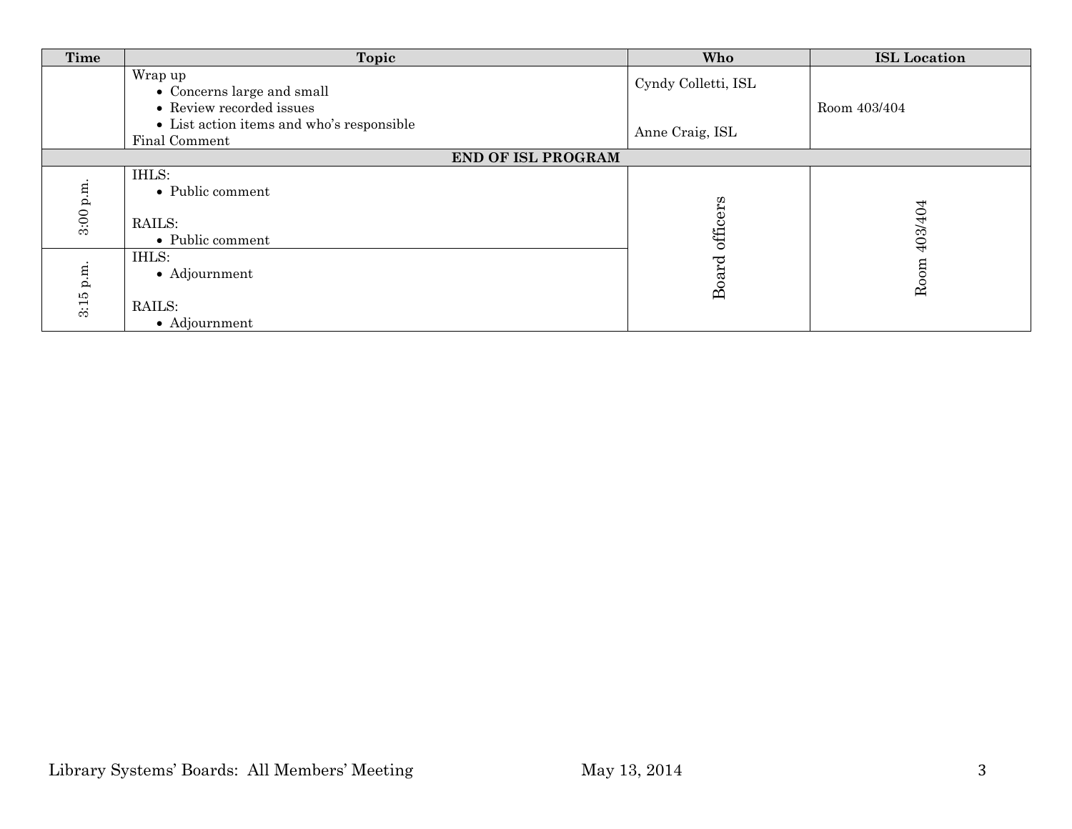| Time | Topic | Who | ISL Location |
|---|---|---|---|
| | Wrap up<br>• Concerns large and small<br>• Review recorded issues<br>• List action items and who's responsible<br>Final Comment | Cyndy Colletti, ISL<br><br>Anne Craig, ISL | Room 403/404 |
| **END OF ISL PROGRAM** | | | |
| 3:00 p.m. | IHLS:<br>• Public comment<br><br>RAILS:<br>• Public comment | Board officers | Room 403/404 |
| 3:15 p.m. | IHLS:<br>• Adjournment<br><br>RAILS:<br>• Adjournment | Board officers | Room 403/404 |